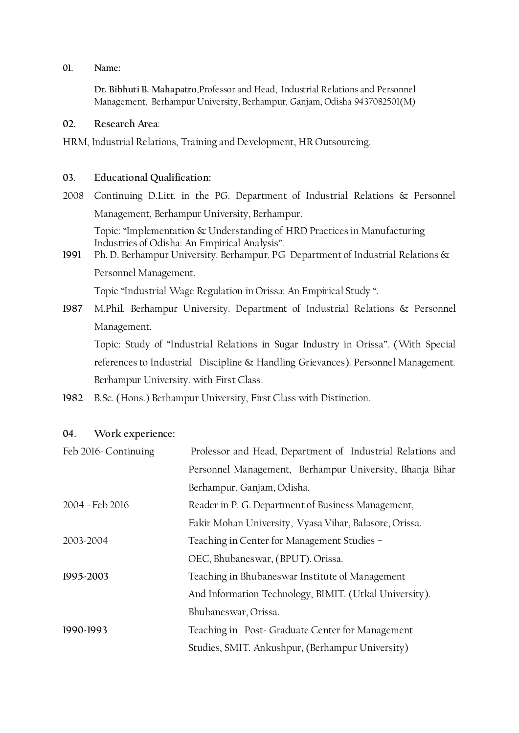**01. Name:**

**Dr. Bibhuti B. Mahapatro**,Professor and Head, Industrial Relations and Personnel Management, Berhampur University, Berhampur, Ganjam, Odisha 9437082501(M)

**02. Research Area**:

HRM, Industrial Relations, Training and Development, HR Outsourcing.

**03. Educational Qualification:**

2008 Continuing D.Litt. in the PG. Department of Industrial Relations & Personnel Management, Berhampur University, Berhampur.

Topic: "Implementation & Understanding of HRD Practices in Manufacturing Industries of Odisha: An Empirical Analysis".

1991 Ph. D. Berhampur University. Berhampur. PG Department of Industrial Relations & Personnel Management.

Topic "Industrial Wage Regulation in Orissa: An Empirical Study ".

1987 M.Phil. Berhampur University. Department of Industrial Relations & Personnel Management.

Topic: Study of "Industrial Relations in Sugar Industry in Orissa". (With Special references to Industrial Discipline & Handling Grievances). Personnel Management. Berhampur University. with First Class.

1982 B.Sc. (Hons.) Berhampur University, First Class with Distinction.

**04. Work experience:**

| | |
|---|---|
| Feb 2016- Continuing | Professor and Head, Department of Industrial Relations and Personnel Management, Berhampur University, Bhanja Bihar Berhampur, Ganjam, Odisha. |
| 2004 –Feb 2016 | Reader in P. G. Department of Business Management, Fakir Mohan University, Vyasa Vihar, Balasore, Orissa. |
| 2003-2004 | Teaching in Center for Management Studies – OEC, Bhubaneswar, (BPUT). Orissa. |
| 1995-2003 | Teaching in Bhubaneswar Institute of Management And Information Technology, BIMIT. (Utkal University). Bhubaneswar, Orissa. |
| 1990-1993 | Teaching in Post- Graduate Center for Management Studies, SMIT. Ankushpur, (Berhampur University) |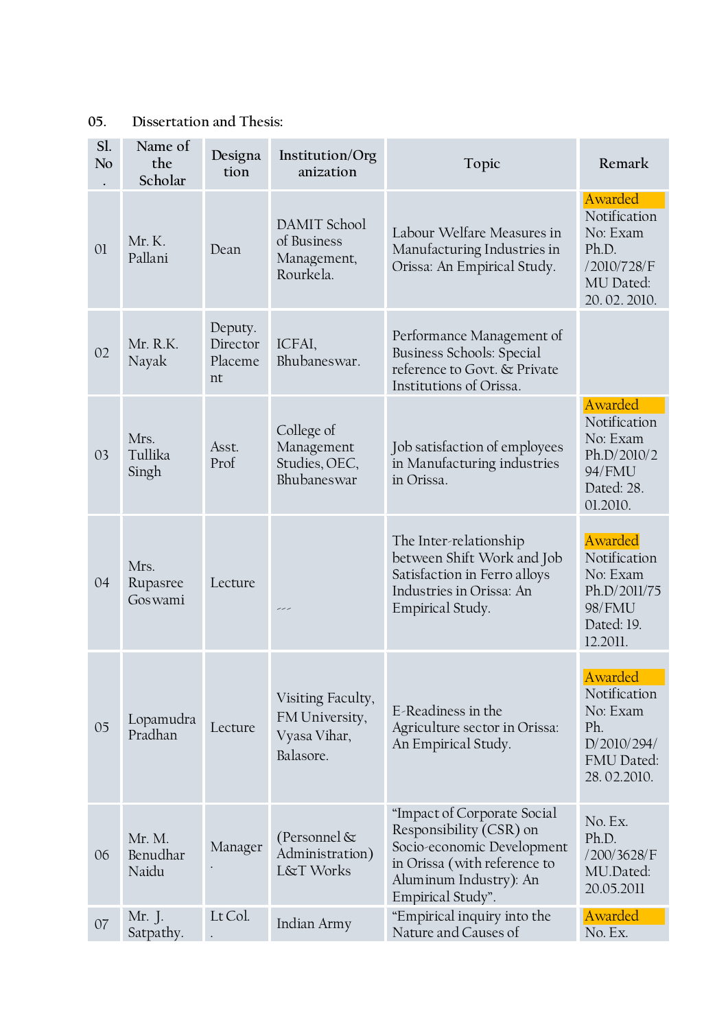05. Dissertation and Thesis:

| Sl. No. | Name of the Scholar | Designation | Institution/Organization | Topic | Remark |
|---|---|---|---|---|---|
| 01 | Mr. K. Pallani | Dean | DAMIT School of Business Management, Rourkela. | Labour Welfare Measures in Manufacturing Industries in Orissa: An Empirical Study. | Awarded Notification No: Exam Ph.D. /2010/728/FMU Dated: 20. 02. 2010. |
| 02 | Mr. R.K. Nayak | Deputy. Director Placement | ICFAI, Bhubaneswar. | Performance Management of Business Schools: Special reference to Govt. & Private Institutions of Orissa. | |
| 03 | Mrs. Tullika Singh | Asst. Prof | College of Management Studies, OEC, Bhubaneswar | Job satisfaction of employees in Manufacturing industries in Orissa. | Awarded Notification No: Exam Ph.D/2010/294/FMU Dated: 28. 01.2010. |
| 04 | Mrs. Rupasree Goswami | Lecture | --- | The Inter-relationship between Shift Work and Job Satisfaction in Ferro alloys Industries in Orissa: An Empirical Study. | Awarded Notification No: Exam Ph.D/2011/7598/FMU Dated: 19. 12.2011. |
| 05 | Lopamudra Pradhan | Lecture | Visiting Faculty, FM University, Vyasa Vihar, Balasore. | E-Readiness in the Agriculture sector in Orissa: An Empirical Study. | Awarded Notification No: Exam Ph. D/2010/294/FMU Dated: 28. 02.2010. |
| 06 | Mr. M. Benudhar Naidu | Manager. | (Personnel & Administration) L&T Works | "Impact of Corporate Social Responsibility (CSR) on Socio-economic Development in Orissa (with reference to Aluminum Industry): An Empirical Study". | No. Ex. Ph.D. /200/3628/FMU.Dated: 20.05.2011 |
| 07 | Mr. J. Satpathy. | Lt Col. . | Indian Army | "Empirical inquiry into the Nature and Causes of | Awarded No. Ex. |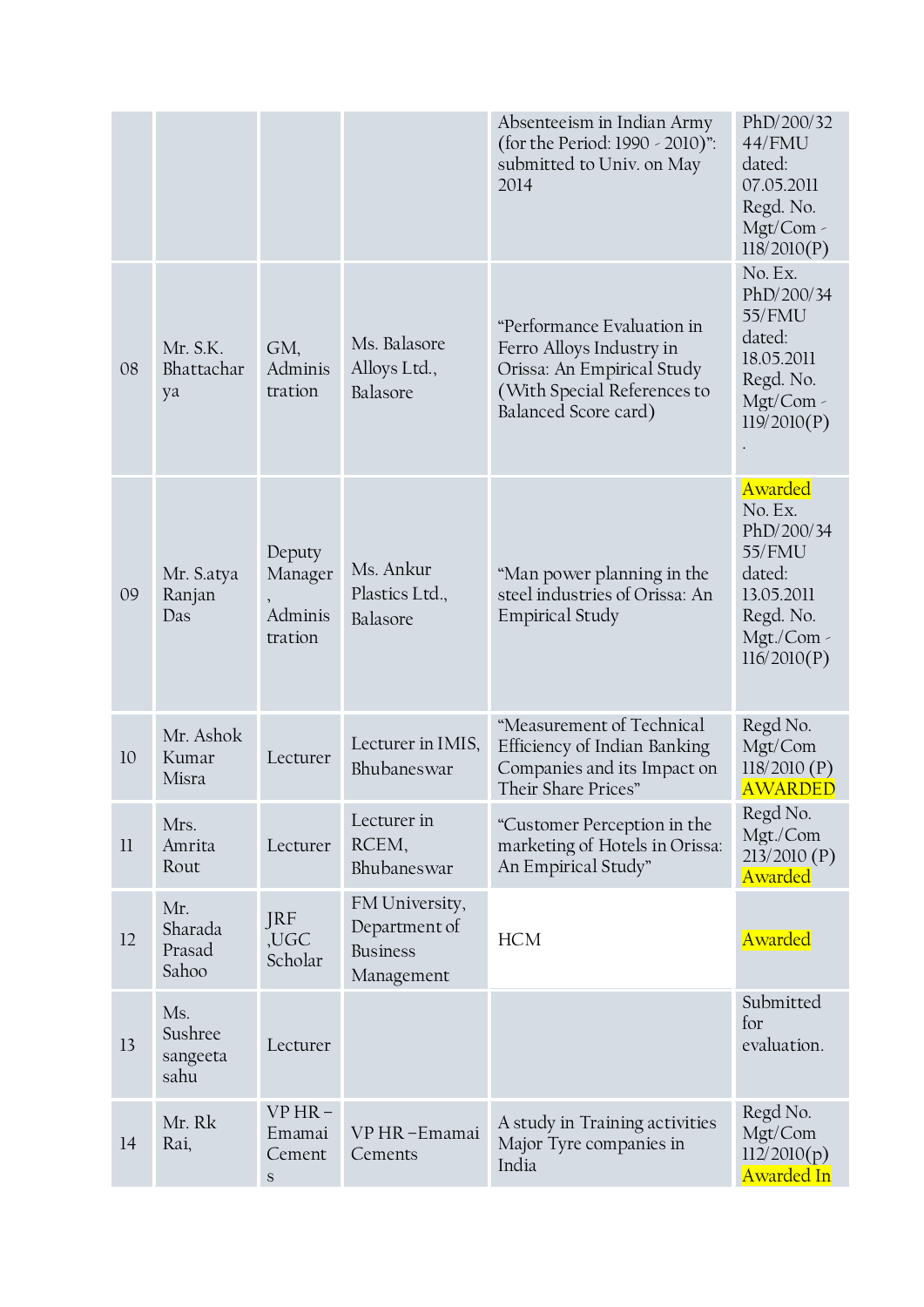| | | | | | |
|---|---|---|---|---|---|
| | | | | Absenteeism in Indian Army (for the Period: 1990 - 2010)": submitted to Univ. on May 2014 | PhD/200/3244/FMU dated: 07.05.2011 Regd. No. Mgt/Com - 118/2010(P) |
| 08 | Mr. S.K. Bhattacharya | GM, Administration | Ms. Balasore Alloys Ltd., Balasore | "Performance Evaluation in Ferro Alloys Industry in Orissa: An Empirical Study (With Special References to Balanced Score card) | No. Ex. PhD/200/3455/FMU dated: 18.05.2011 Regd. No. Mgt/Com - 119/2010(P) . |
| 09 | Mr. Satya Ranjan Das | Deputy Manager, Administration | Ms. Ankur Plastics Ltd., Balasore | "Man power planning in the steel industries of Orissa: An Empirical Study | Awarded No. Ex. PhD/200/3455/FMU dated: 13.05.2011 Regd. No. Mgt./Com - 116/2010(P) |
| 10 | Mr. Ashok Kumar Misra | Lecturer | Lecturer in IMIS, Bhubaneswar | "Measurement of Technical Efficiency of Indian Banking Companies and its Impact on Their Share Prices" | Regd No. Mgt/Com 118/2010 (P) AWARDED |
| 11 | Mrs. Amrita Rout | Lecturer | Lecturer in RCEM, Bhubaneswar | "Customer Perception in the marketing of Hotels in Orissa: An Empirical Study" | Regd No. Mgt./Com 213/2010 (P) Awarded |
| 12 | Mr. Sharada Prasad Sahoo | JRF ,UGC Scholar | FM University, Department of Business Management | HCM | Awarded |
| 13 | Ms. Sushree sangeeta sahu | Lecturer | | | Submitted for evaluation. |
| 14 | Mr. Rk Rai, | VP HR – Emamai Cements | VP HR –Emamai Cements | A study in Training activities Major Tyre companies in India | Regd No. Mgt/Com 112/2010(p) Awarded In |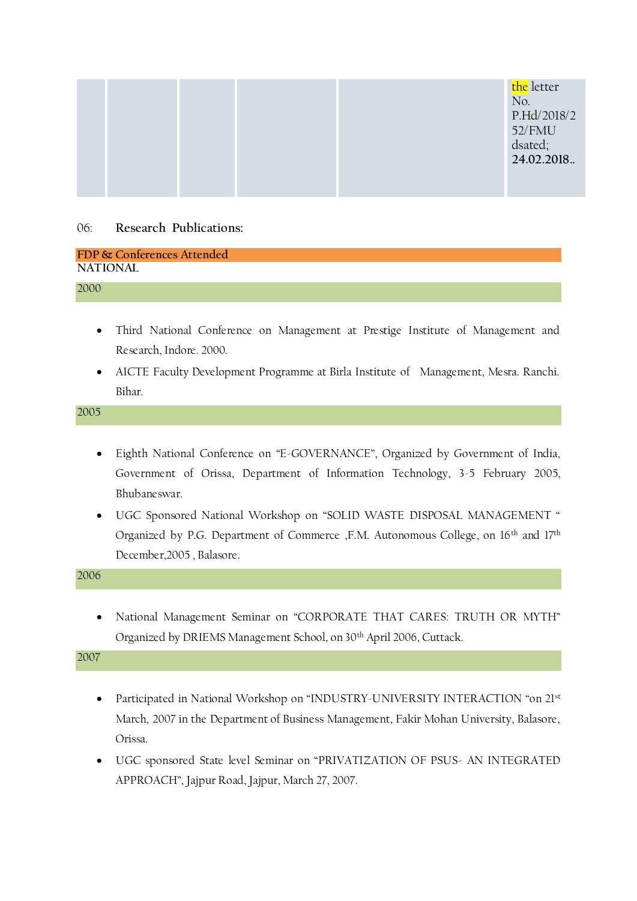| | | | | | |
|---|---|---|---|---|---|
| | | | | | the letter No. P.Hd/2018/252/FMU dsated; **24.02.2018..** |

06: **Research Publications:**

**FDP & Conferences Attended**

NATIONAL

**2000**

- Third National Conference on Management at Prestige Institute of Management and Research, Indore. 2000.
- AICTE Faculty Development Programme at Birla Institute of Management, Mesra. Ranchi. Bihar.

**2005**

- Eighth National Conference on "E-GOVERNANCE", Organized by Government of India, Government of Orissa, Department of Information Technology, 3-5 February 2005, Bhubaneswar.
- UGC Sponsored National Workshop on "SOLID WASTE DISPOSAL MANAGEMENT " Organized by P.G. Department of Commerce ,F.M. Autonomous College, on 16th and 17th December,2005 , Balasore.

**2006**

- National Management Seminar on "CORPORATE THAT CARES: TRUTH OR MYTH" Organized by DRIEMS Management School, on 30th April 2006, Cuttack.

**2007**

- Participated in National Workshop on "INDUSTRY-UNIVERSITY INTERACTION "on 21st March, 2007 in the Department of Business Management, Fakir Mohan University, Balasore, Orissa.
- UGC sponsored State level Seminar on "PRIVATIZATION OF PSUS- AN INTEGRATED APPROACH", Jajpur Road, Jajpur, March 27, 2007.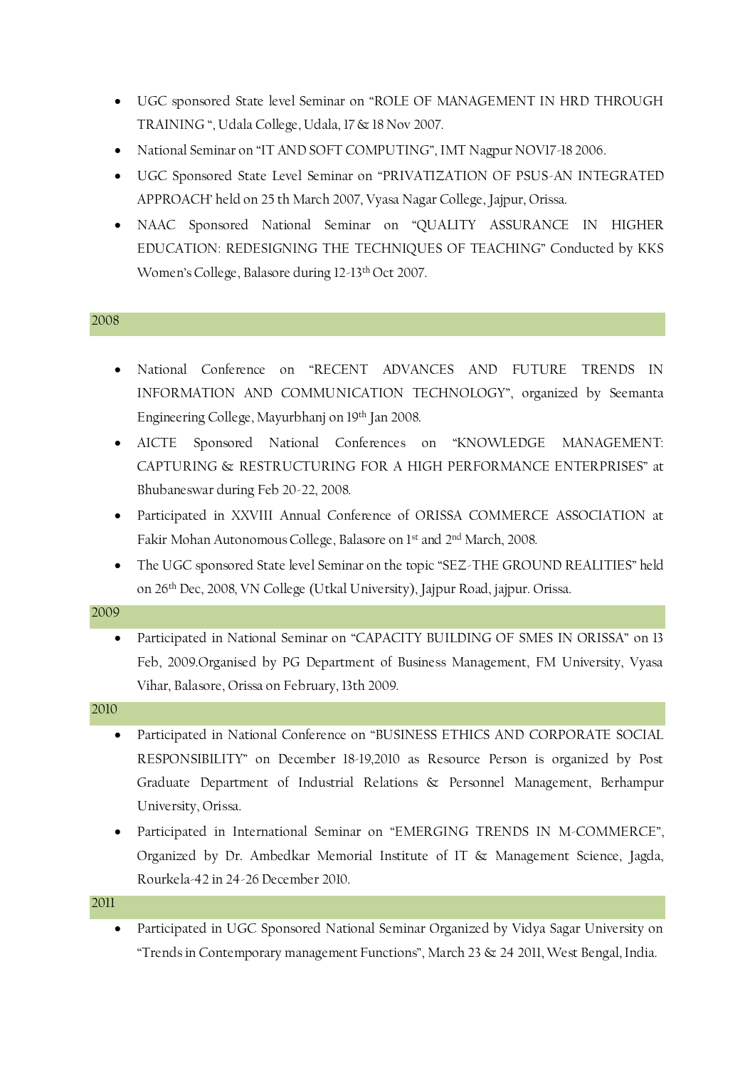- UGC sponsored State level Seminar on "ROLE OF MANAGEMENT IN HRD THROUGH TRAINING ", Udala College, Udala, 17 & 18 Nov 2007.
- National Seminar on "IT AND SOFT COMPUTING", IMT Nagpur NOV17-18 2006.
- UGC Sponsored State Level Seminar on "PRIVATIZATION OF PSUS-AN INTEGRATED APPROACH' held on 25 th March 2007, Vyasa Nagar College, Jajpur, Orissa.
- NAAC Sponsored National Seminar on "QUALITY ASSURANCE IN HIGHER EDUCATION: REDESIGNING THE TECHNIQUES OF TEACHING" Conducted by KKS Women's College, Balasore during 12-13th Oct 2007.

## 2008

- National Conference on "RECENT ADVANCES AND FUTURE TRENDS IN INFORMATION AND COMMUNICATION TECHNOLOGY", organized by Seemanta Engineering College, Mayurbhanj on 19th Jan 2008.
- AICTE Sponsored National Conferences on "KNOWLEDGE MANAGEMENT: CAPTURING & RESTRUCTURING FOR A HIGH PERFORMANCE ENTERPRISES" at Bhubaneswar during Feb 20-22, 2008.
- Participated in XXVIII Annual Conference of ORISSA COMMERCE ASSOCIATION at Fakir Mohan Autonomous College, Balasore on 1st and 2nd March, 2008.
- The UGC sponsored State level Seminar on the topic "SEZ-THE GROUND REALITIES" held on 26th Dec, 2008, VN College (Utkal University), Jajpur Road, jajpur. Orissa.

## 2009

- Participated in National Seminar on "CAPACITY BUILDING OF SMES IN ORISSA" on 13 Feb, 2009.Organised by PG Department of Business Management, FM University, Vyasa Vihar, Balasore, Orissa on February, 13th 2009.

## 2010

- Participated in National Conference on "BUSINESS ETHICS AND CORPORATE SOCIAL RESPONSIBILITY" on December 18-19,2010 as Resource Person is organized by Post Graduate Department of Industrial Relations & Personnel Management, Berhampur University, Orissa.
- Participated in International Seminar on "EMERGING TRENDS IN M-COMMERCE", Organized by Dr. Ambedkar Memorial Institute of IT & Management Science, Jagda, Rourkela-42 in 24-26 December 2010.

## 2011

- Participated in UGC Sponsored National Seminar Organized by Vidya Sagar University on "Trends in Contemporary management Functions", March 23 & 24 2011, West Bengal, India.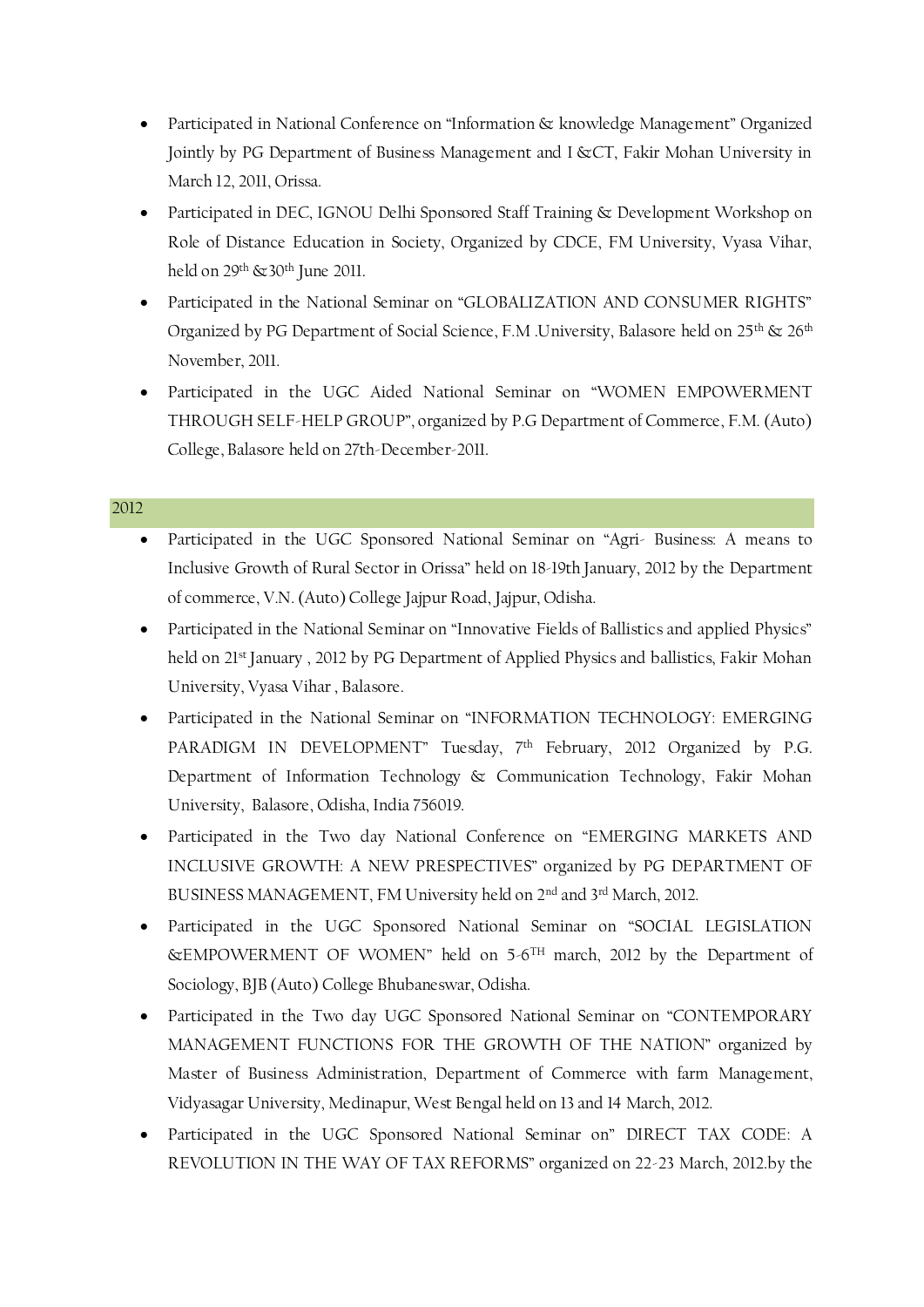- Participated in National Conference on "Information & knowledge Management" Organized Jointly by PG Department of Business Management and I &CT, Fakir Mohan University in March 12, 2011, Orissa.
- Participated in DEC, IGNOU Delhi Sponsored Staff Training & Development Workshop on Role of Distance Education in Society, Organized by CDCE, FM University, Vyasa Vihar, held on 29th &30th June 2011.
- Participated in the National Seminar on "GLOBALIZATION AND CONSUMER RIGHTS" Organized by PG Department of Social Science, F.M .University, Balasore held on 25th & 26th November, 2011.
- Participated in the UGC Aided National Seminar on "WOMEN EMPOWERMENT THROUGH SELF-HELP GROUP", organized by P.G Department of Commerce, F.M. (Auto) College, Balasore held on 27th-December-2011.

## 2012

- Participated in the UGC Sponsored National Seminar on "Agri- Business: A means to Inclusive Growth of Rural Sector in Orissa" held on 18-19th January, 2012 by the Department of commerce, V.N. (Auto) College Jajpur Road, Jajpur, Odisha.
- Participated in the National Seminar on "Innovative Fields of Ballistics and applied Physics" held on 21st January , 2012 by PG Department of Applied Physics and ballistics, Fakir Mohan University, Vyasa Vihar , Balasore.
- Participated in the National Seminar on "INFORMATION TECHNOLOGY: EMERGING PARADIGM IN DEVELOPMENT" Tuesday, 7th February, 2012 Organized by P.G. Department of Information Technology & Communication Technology, Fakir Mohan University, Balasore, Odisha, India 756019.
- Participated in the Two day National Conference on "EMERGING MARKETS AND INCLUSIVE GROWTH: A NEW PRESPECTIVES" organized by PG DEPARTMENT OF BUSINESS MANAGEMENT, FM University held on 2nd and 3rd March, 2012.
- Participated in the UGC Sponsored National Seminar on "SOCIAL LEGISLATION &EMPOWERMENT OF WOMEN" held on 5-6TH march, 2012 by the Department of Sociology, BJB (Auto) College Bhubaneswar, Odisha.
- Participated in the Two day UGC Sponsored National Seminar on "CONTEMPORARY MANAGEMENT FUNCTIONS FOR THE GROWTH OF THE NATION" organized by Master of Business Administration, Department of Commerce with farm Management, Vidyasagar University, Medinapur, West Bengal held on 13 and 14 March, 2012.
- Participated in the UGC Sponsored National Seminar on" DIRECT TAX CODE: A REVOLUTION IN THE WAY OF TAX REFORMS" organized on 22-23 March, 2012.by the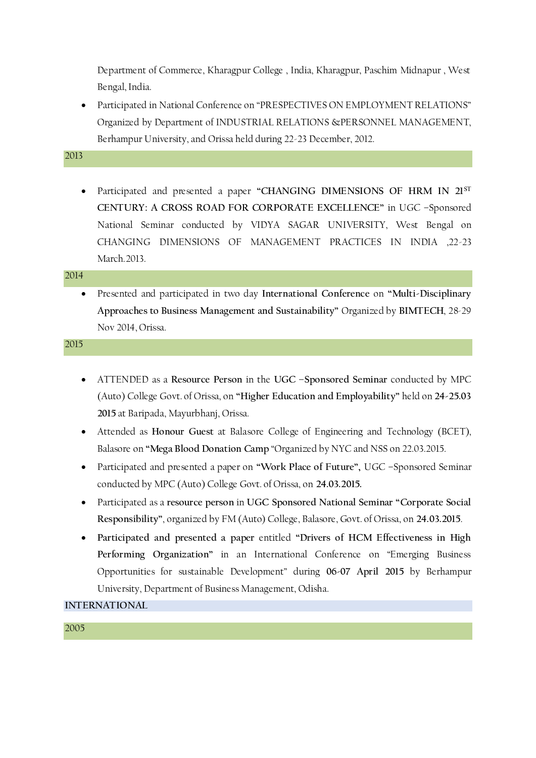Department of Commerce, Kharagpur College , India, Kharagpur, Paschim Midnapur , West Bengal, India.

- Participated in National Conference on "PRESPECTIVES ON EMPLOYMENT RELATIONS" Organized by Department of INDUSTRIAL RELATIONS &PERSONNEL MANAGEMENT, Berhampur University, and Orissa held during 22-23 December, 2012.

2013

- Participated and presented a paper **"CHANGING DIMENSIONS OF HRM IN 21ST CENTURY: A CROSS ROAD FOR CORPORATE EXCELLENCE"** in UGC –Sponsored National Seminar conducted by VIDYA SAGAR UNIVERSITY, West Bengal on CHANGING DIMENSIONS OF MANAGEMENT PRACTICES IN INDIA ,22-23 March.2013.

2014

- Presented and participated in two day **International Conference** on **"Multi-Disciplinary Approaches to Business Management and Sustainability"** Organized by **BIMTECH**, 28-29 Nov 2014, Orissa.

2015

- ATTENDED as a **Resource Person** in the **UGC –Sponsored Seminar** conducted by MPC (Auto) College Govt. of Orissa, on **"Higher Education and Employability"** held on **24-25.03 2015** at Baripada, Mayurbhanj, Orissa.
- Attended as **Honour Guest** at Balasore College of Engineering and Technology (BCET), Balasore on **"Mega Blood Donation Camp** "Organized by NYC and NSS on 22.03.2015.
- Participated and presented a paper on **"Work Place of Future",** UGC –Sponsored Seminar conducted by MPC (Auto) College Govt. of Orissa, on **24.03.2015.**
- Participated as a **resource person** in **UGC Sponsored National Seminar "Corporate Social Responsibility"**, organized by FM (Auto) College, Balasore, Govt. of Orissa, on **24.03.2015**.
- **Participated and presented a paper** entitled **"Drivers of HCM Effectiveness in High Performing Organization"** in an International Conference on "Emerging Business Opportunities for sustainable Development" during **06-07 April 2015** by Berhampur University, Department of Business Management, Odisha.

INTERNATIONAL

2005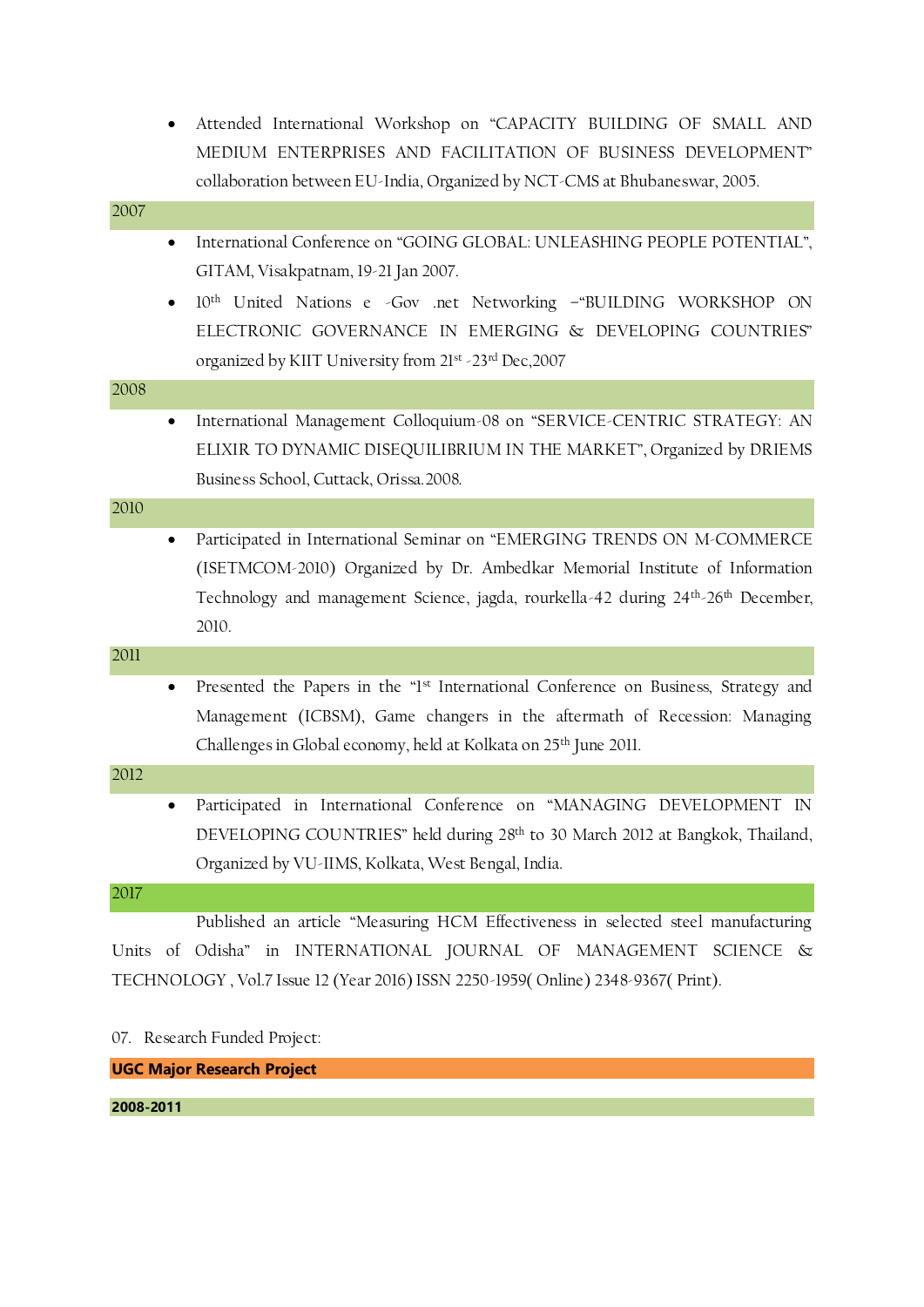- Attended International Workshop on "CAPACITY BUILDING OF SMALL AND MEDIUM ENTERPRISES AND FACILITATION OF BUSINESS DEVELOPMENT" collaboration between EU-India, Organized by NCT-CMS at Bhubaneswar, 2005.

**2007**

- International Conference on "GOING GLOBAL: UNLEASHING PEOPLE POTENTIAL", GITAM, Visakpatnam, 19-21 Jan 2007.
- 10th United Nations e -Gov .net Networking –"BUILDING WORKSHOP ON ELECTRONIC GOVERNANCE IN EMERGING & DEVELOPING COUNTRIES" organized by KIIT University from 21st -23rd Dec,2007

**2008**

- International Management Colloquium-08 on "SERVICE-CENTRIC STRATEGY: AN ELIXIR TO DYNAMIC DISEQUILIBRIUM IN THE MARKET", Organized by DRIEMS Business School, Cuttack, Orissa.2008.

**2010**

- Participated in International Seminar on "EMERGING TRENDS ON M-COMMERCE (ISETMCOM-2010) Organized by Dr. Ambedkar Memorial Institute of Information Technology and management Science, jagda, rourkella-42 during 24th-26th December, 2010.

**2011**

- Presented the Papers in the "1st International Conference on Business, Strategy and Management (ICBSM), Game changers in the aftermath of Recession: Managing Challenges in Global economy, held at Kolkata on 25th June 2011.

**2012**

- Participated in International Conference on "MANAGING DEVELOPMENT IN DEVELOPING COUNTRIES" held during 28th to 30 March 2012 at Bangkok, Thailand, Organized by VU-IIMS, Kolkata, West Bengal, India.

**2017**

Published an article "Measuring HCM Effectiveness in selected steel manufacturing Units of Odisha" in INTERNATIONAL JOURNAL OF MANAGEMENT SCIENCE & TECHNOLOGY , Vol.7 Issue 12 (Year 2016) ISSN 2250-1959( Online) 2348-9367( Print).

07. Research Funded Project:

**UGC Major Research Project**

**2008-2011**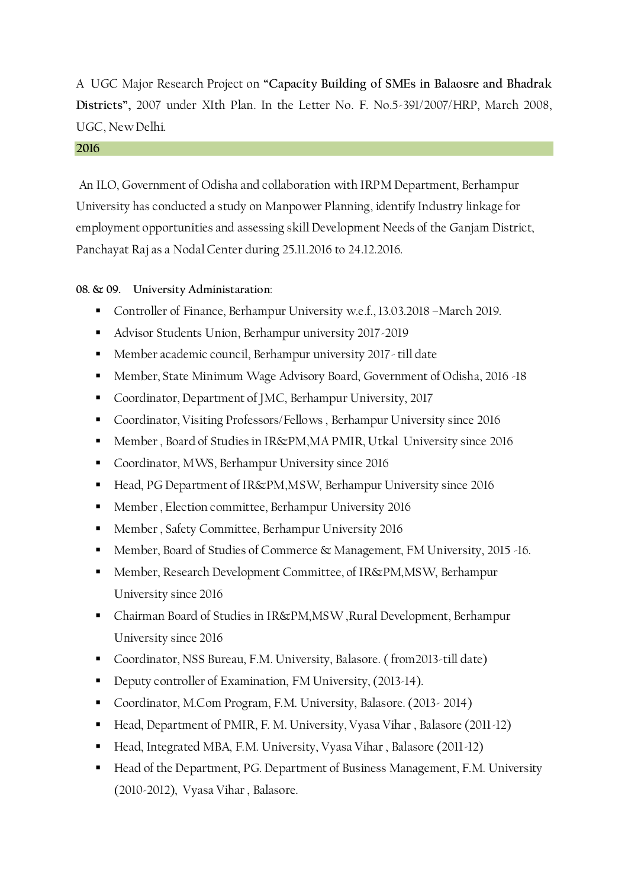A UGC Major Research Project on **"Capacity Building of SMEs in Balaosre and Bhadrak Districts",** 2007 under XIth Plan. In the Letter No. F. No.5-391/2007/HRP, March 2008, UGC, New Delhi.

**2016**

An ILO, Government of Odisha and collaboration with IRPM Department, Berhampur University has conducted a study on Manpower Planning, identify Industry linkage for employment opportunities and assessing skill Development Needs of the Ganjam District, Panchayat Raj as a Nodal Center during 25.11.2016 to 24.12.2016.

**08. & 09. University Administaration**:

- Controller of Finance, Berhampur University w.e.f., 13.03.2018 –March 2019.
- Advisor Students Union, Berhampur university 2017-2019
- Member academic council, Berhampur university 2017- till date
- Member, State Minimum Wage Advisory Board, Government of Odisha, 2016 -18
- Coordinator, Department of JMC, Berhampur University, 2017
- Coordinator, Visiting Professors/Fellows , Berhampur University since 2016
- Member , Board of Studies in IR&PM,MA PMIR, Utkal University since 2016
- Coordinator, MWS, Berhampur University since 2016
- Head, PG Department of IR&PM,MSW, Berhampur University since 2016
- Member , Election committee, Berhampur University 2016
- Member , Safety Committee, Berhampur University 2016
- Member, Board of Studies of Commerce & Management, FM University, 2015 -16.
- Member, Research Development Committee, of IR&PM,MSW, Berhampur University since 2016
- Chairman Board of Studies in IR&PM,MSW ,Rural Development, Berhampur University since 2016
- Coordinator, NSS Bureau, F.M. University, Balasore. ( from2013-till date)
- Deputy controller of Examination, FM University, (2013-14).
- Coordinator, M.Com Program, F.M. University, Balasore. (2013- 2014)
- Head, Department of PMIR, F. M. University, Vyasa Vihar , Balasore (2011-12)
- Head, Integrated MBA, F.M. University, Vyasa Vihar , Balasore (2011-12)
- Head of the Department, PG. Department of Business Management, F.M. University (2010-2012), Vyasa Vihar , Balasore.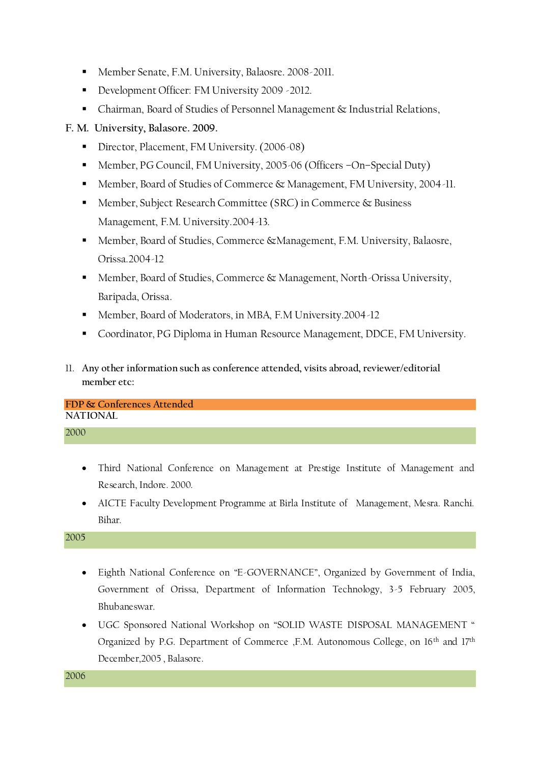- Member Senate, F.M. University, Balaosre. 2008-2011.
- Development Officer: FM University 2009 -2012.
- Chairman, Board of Studies of Personnel Management & Industrial Relations,

**F. M. University, Balasore. 2009.**

- Director, Placement, FM University. (2006-08)
- Member, PG Council, FM University, 2005-06 (Officers –On–Special Duty)
- Member, Board of Studies of Commerce & Management, FM University, 2004-11.
- Member, Subject Research Committee (SRC) in Commerce & Business Management, F.M. University.2004-13.
- Member, Board of Studies, Commerce &Management, F.M. University, Balaosre, Orissa.2004-12
- Member, Board of Studies, Commerce & Management, North-Orissa University, Baripada, Orissa.
- Member, Board of Moderators, in MBA, F.M University.2004-12
- Coordinator, PG Diploma in Human Resource Management, DDCE, FM University.

11. **Any other information such as conference attended, visits abroad, reviewer/editorial member etc:**

**FDP & Conferences Attended**

NATIONAL

**2000**

- Third National Conference on Management at Prestige Institute of Management and Research, Indore. 2000.
- AICTE Faculty Development Programme at Birla Institute of Management, Mesra. Ranchi. Bihar.

**2005**

- Eighth National Conference on "E-GOVERNANCE", Organized by Government of India, Government of Orissa, Department of Information Technology, 3-5 February 2005, Bhubaneswar.
- UGC Sponsored National Workshop on "SOLID WASTE DISPOSAL MANAGEMENT " Organized by P.G. Department of Commerce ,F.M. Autonomous College, on 16th and 17th December,2005 , Balasore.

**2006**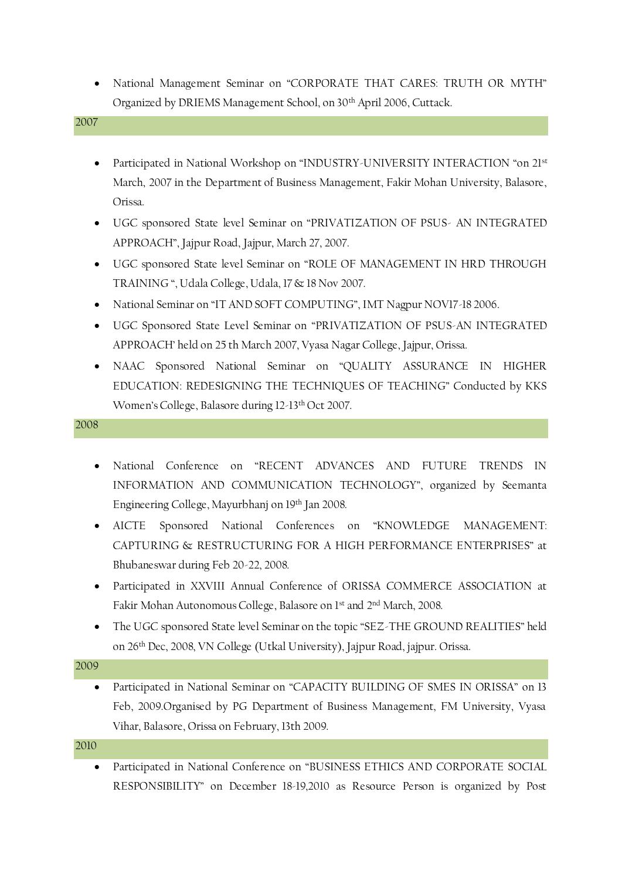- National Management Seminar on "CORPORATE THAT CARES: TRUTH OR MYTH" Organized by DRIEMS Management School, on 30th April 2006, Cuttack.

## 2007

- Participated in National Workshop on "INDUSTRY-UNIVERSITY INTERACTION "on 21st March, 2007 in the Department of Business Management, Fakir Mohan University, Balasore, Orissa.
- UGC sponsored State level Seminar on "PRIVATIZATION OF PSUS- AN INTEGRATED APPROACH", Jajpur Road, Jajpur, March 27, 2007.
- UGC sponsored State level Seminar on "ROLE OF MANAGEMENT IN HRD THROUGH TRAINING ", Udala College, Udala, 17 & 18 Nov 2007.
- National Seminar on "IT AND SOFT COMPUTING", IMT Nagpur NOV17-18 2006.
- UGC Sponsored State Level Seminar on "PRIVATIZATION OF PSUS-AN INTEGRATED APPROACH' held on 25 th March 2007, Vyasa Nagar College, Jajpur, Orissa.
- NAAC Sponsored National Seminar on "QUALITY ASSURANCE IN HIGHER EDUCATION: REDESIGNING THE TECHNIQUES OF TEACHING" Conducted by KKS Women's College, Balasore during 12-13th Oct 2007.

## 2008

- National Conference on "RECENT ADVANCES AND FUTURE TRENDS IN INFORMATION AND COMMUNICATION TECHNOLOGY", organized by Seemanta Engineering College, Mayurbhanj on 19th Jan 2008.
- AICTE Sponsored National Conferences on "KNOWLEDGE MANAGEMENT: CAPTURING & RESTRUCTURING FOR A HIGH PERFORMANCE ENTERPRISES" at Bhubaneswar during Feb 20-22, 2008.
- Participated in XXVIII Annual Conference of ORISSA COMMERCE ASSOCIATION at Fakir Mohan Autonomous College, Balasore on 1st and 2nd March, 2008.
- The UGC sponsored State level Seminar on the topic "SEZ-THE GROUND REALITIES" held on 26th Dec, 2008, VN College (Utkal University), Jajpur Road, jajpur. Orissa.

## 2009

- Participated in National Seminar on "CAPACITY BUILDING OF SMES IN ORISSA" on 13 Feb, 2009.Organised by PG Department of Business Management, FM University, Vyasa Vihar, Balasore, Orissa on February, 13th 2009.

## 2010

- Participated in National Conference on "BUSINESS ETHICS AND CORPORATE SOCIAL RESPONSIBILITY" on December 18-19,2010 as Resource Person is organized by Post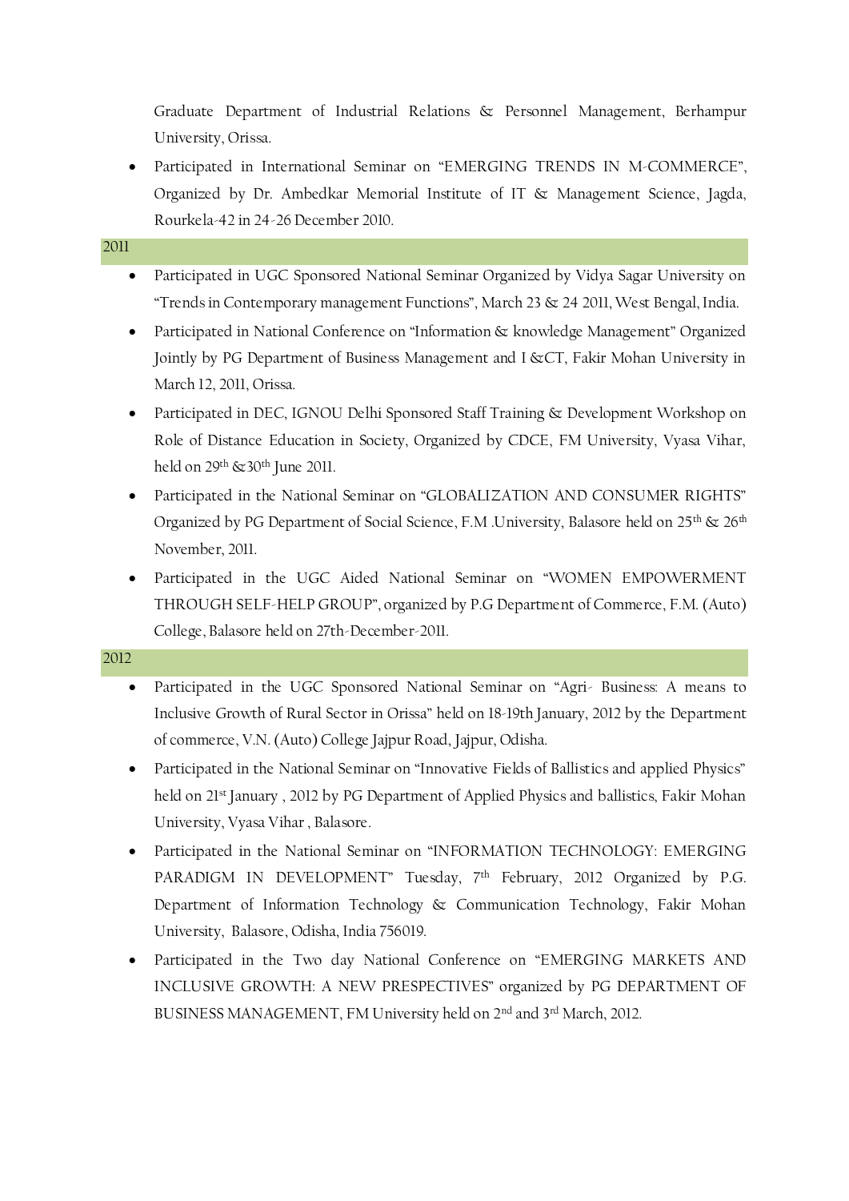Graduate Department of Industrial Relations & Personnel Management, Berhampur University, Orissa.

- Participated in International Seminar on "EMERGING TRENDS IN M-COMMERCE", Organized by Dr. Ambedkar Memorial Institute of IT & Management Science, Jagda, Rourkela-42 in 24-26 December 2010.

**2011**

- Participated in UGC Sponsored National Seminar Organized by Vidya Sagar University on "Trends in Contemporary management Functions", March 23 & 24 2011, West Bengal, India.
- Participated in National Conference on "Information & knowledge Management" Organized Jointly by PG Department of Business Management and I &CT, Fakir Mohan University in March 12, 2011, Orissa.
- Participated in DEC, IGNOU Delhi Sponsored Staff Training & Development Workshop on Role of Distance Education in Society, Organized by CDCE, FM University, Vyasa Vihar, held on 29th &30th June 2011.
- Participated in the National Seminar on "GLOBALIZATION AND CONSUMER RIGHTS" Organized by PG Department of Social Science, F.M .University, Balasore held on 25th & 26th November, 2011.
- Participated in the UGC Aided National Seminar on "WOMEN EMPOWERMENT THROUGH SELF-HELP GROUP", organized by P.G Department of Commerce, F.M. (Auto) College, Balasore held on 27th-December-2011.

**2012**

- Participated in the UGC Sponsored National Seminar on "Agri- Business: A means to Inclusive Growth of Rural Sector in Orissa" held on 18-19th January, 2012 by the Department of commerce, V.N. (Auto) College Jajpur Road, Jajpur, Odisha.
- Participated in the National Seminar on "Innovative Fields of Ballistics and applied Physics" held on 21st January , 2012 by PG Department of Applied Physics and ballistics, Fakir Mohan University, Vyasa Vihar , Balasore.
- Participated in the National Seminar on "INFORMATION TECHNOLOGY: EMERGING PARADIGM IN DEVELOPMENT" Tuesday, 7th February, 2012 Organized by P.G. Department of Information Technology & Communication Technology, Fakir Mohan University, Balasore, Odisha, India 756019.
- Participated in the Two day National Conference on "EMERGING MARKETS AND INCLUSIVE GROWTH: A NEW PRESPECTIVES" organized by PG DEPARTMENT OF BUSINESS MANAGEMENT, FM University held on 2nd and 3rd March, 2012.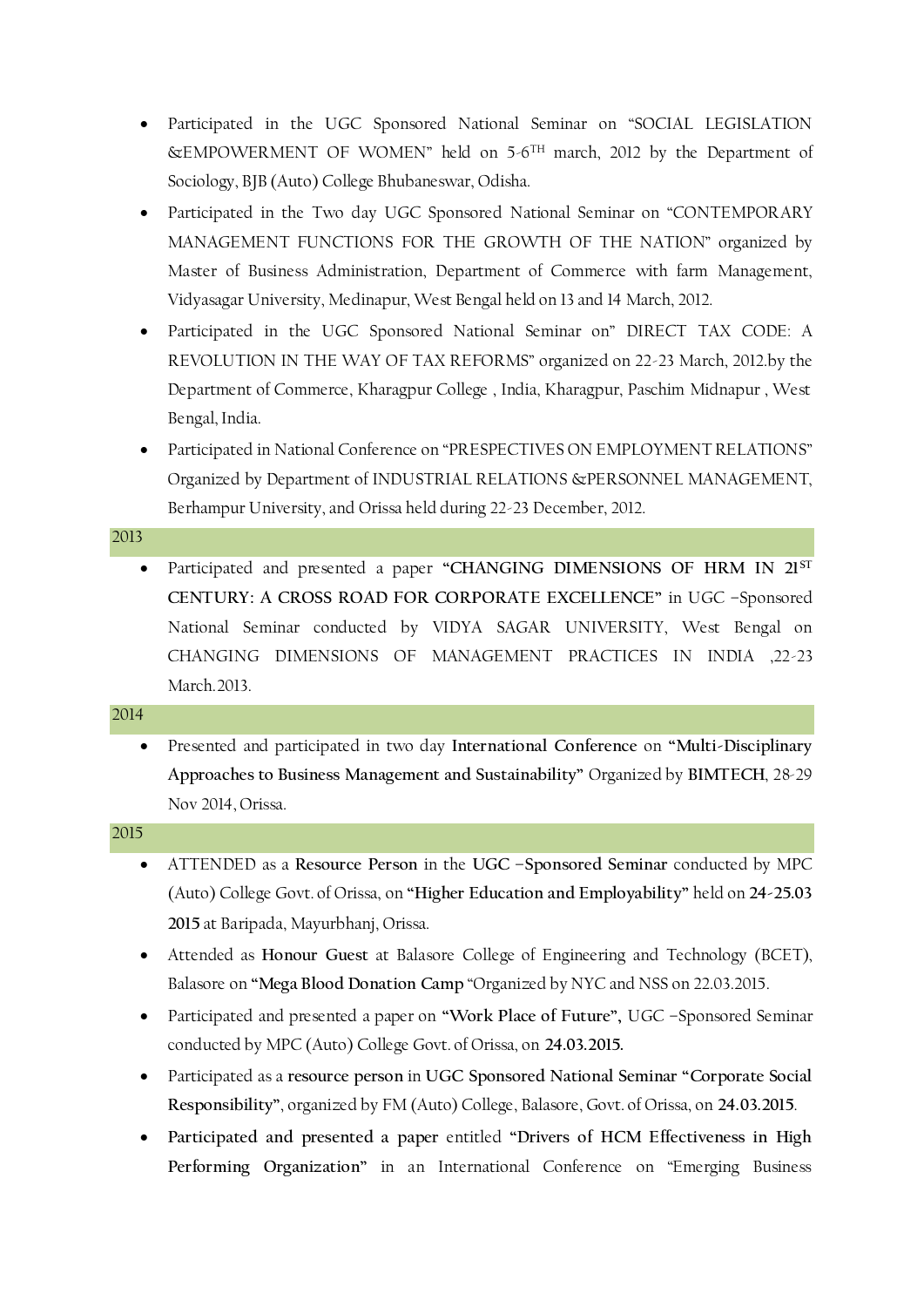- Participated in the UGC Sponsored National Seminar on "SOCIAL LEGISLATION &EMPOWERMENT OF WOMEN" held on 5-6TH march, 2012 by the Department of Sociology, BJB (Auto) College Bhubaneswar, Odisha.
- Participated in the Two day UGC Sponsored National Seminar on "CONTEMPORARY MANAGEMENT FUNCTIONS FOR THE GROWTH OF THE NATION" organized by Master of Business Administration, Department of Commerce with farm Management, Vidyasagar University, Medinapur, West Bengal held on 13 and 14 March, 2012.
- Participated in the UGC Sponsored National Seminar on" DIRECT TAX CODE: A REVOLUTION IN THE WAY OF TAX REFORMS" organized on 22-23 March, 2012.by the Department of Commerce, Kharagpur College , India, Kharagpur, Paschim Midnapur , West Bengal, India.
- Participated in National Conference on "PRESPECTIVES ON EMPLOYMENT RELATIONS" Organized by Department of INDUSTRIAL RELATIONS &PERSONNEL MANAGEMENT, Berhampur University, and Orissa held during 22-23 December, 2012.

**2013**

- Participated and presented a paper **"CHANGING DIMENSIONS OF HRM IN 21ST CENTURY: A CROSS ROAD FOR CORPORATE EXCELLENCE"** in UGC –Sponsored National Seminar conducted by VIDYA SAGAR UNIVERSITY, West Bengal on CHANGING DIMENSIONS OF MANAGEMENT PRACTICES IN INDIA ,22-23 March.2013.

**2014**

- Presented and participated in two day **International Conference** on **"Multi-Disciplinary Approaches to Business Management and Sustainability"** Organized by **BIMTECH**, 28-29 Nov 2014, Orissa.

**2015**

- ATTENDED as a **Resource Person** in the **UGC –Sponsored Seminar** conducted by MPC (Auto) College Govt. of Orissa, on **"Higher Education and Employability"** held on **24-25.03 2015** at Baripada, Mayurbhanj, Orissa.
- Attended as **Honour Guest** at Balasore College of Engineering and Technology (BCET), Balasore on **"Mega Blood Donation Camp** "Organized by NYC and NSS on 22.03.2015.
- Participated and presented a paper on **"Work Place of Future",** UGC –Sponsored Seminar conducted by MPC (Auto) College Govt. of Orissa, on **24.03.2015.**
- Participated as a **resource person** in **UGC Sponsored National Seminar "Corporate Social Responsibility"**, organized by FM (Auto) College, Balasore, Govt. of Orissa, on **24.03.2015**.
- **Participated and presented a paper** entitled **"Drivers of HCM Effectiveness in High Performing Organization"** in an International Conference on "Emerging Business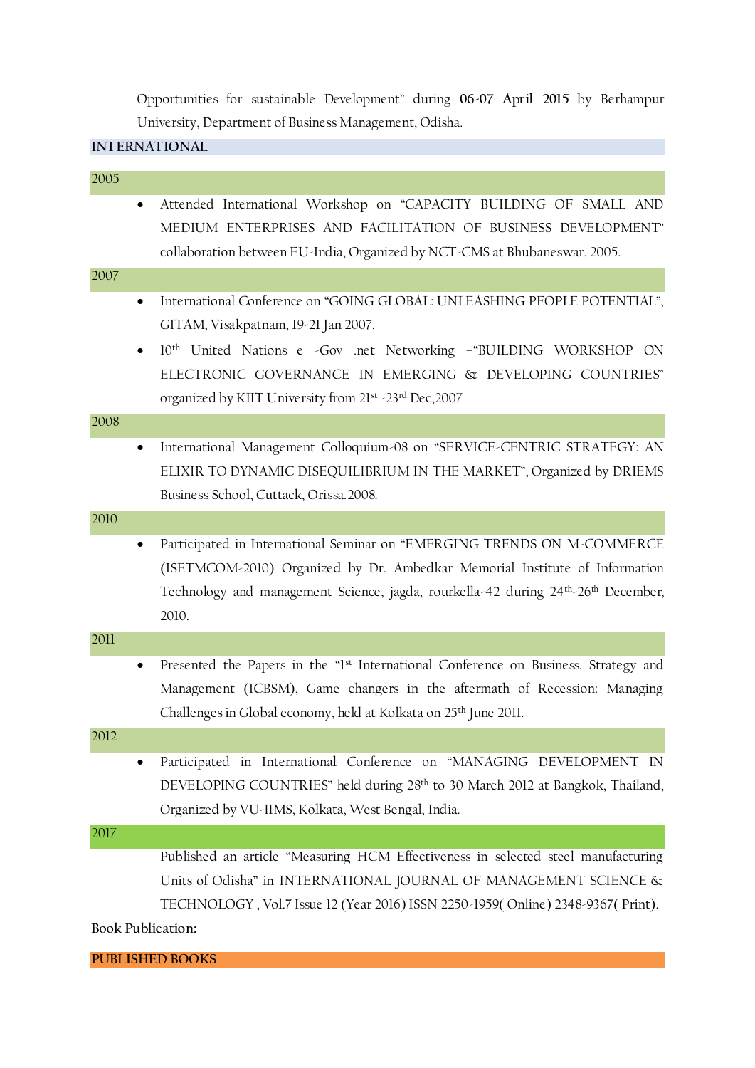Opportunities for sustainable Development" during **06-07 April 2015** by Berhampur University, Department of Business Management, Odisha.

## INTERNATIONAL

### 2005

- Attended International Workshop on "CAPACITY BUILDING OF SMALL AND MEDIUM ENTERPRISES AND FACILITATION OF BUSINESS DEVELOPMENT" collaboration between EU-India, Organized by NCT-CMS at Bhubaneswar, 2005.

### 2007

- International Conference on "GOING GLOBAL: UNLEASHING PEOPLE POTENTIAL", GITAM, Visakpatnam, 19-21 Jan 2007.
- 10th United Nations e -Gov .net Networking –"BUILDING WORKSHOP ON ELECTRONIC GOVERNANCE IN EMERGING & DEVELOPING COUNTRIES" organized by KIIT University from 21st -23rd Dec,2007

### 2008

- International Management Colloquium-08 on "SERVICE-CENTRIC STRATEGY: AN ELIXIR TO DYNAMIC DISEQUILIBRIUM IN THE MARKET", Organized by DRIEMS Business School, Cuttack, Orissa.2008.

### 2010

- Participated in International Seminar on "EMERGING TRENDS ON M-COMMERCE (ISETMCOM-2010) Organized by Dr. Ambedkar Memorial Institute of Information Technology and management Science, jagda, rourkella-42 during 24th-26th December, 2010.

### 2011

- Presented the Papers in the "1st International Conference on Business, Strategy and Management (ICBSM), Game changers in the aftermath of Recession: Managing Challenges in Global economy, held at Kolkata on 25th June 2011.

### 2012

- Participated in International Conference on "MANAGING DEVELOPMENT IN DEVELOPING COUNTRIES" held during 28th to 30 March 2012 at Bangkok, Thailand, Organized by VU-IIMS, Kolkata, West Bengal, India.

### 2017

Published an article "Measuring HCM Effectiveness in selected steel manufacturing Units of Odisha" in INTERNATIONAL JOURNAL OF MANAGEMENT SCIENCE & TECHNOLOGY , Vol.7 Issue 12 (Year 2016) ISSN 2250-1959( Online) 2348-9367( Print).

**Book Publication:**

## PUBLISHED BOOKS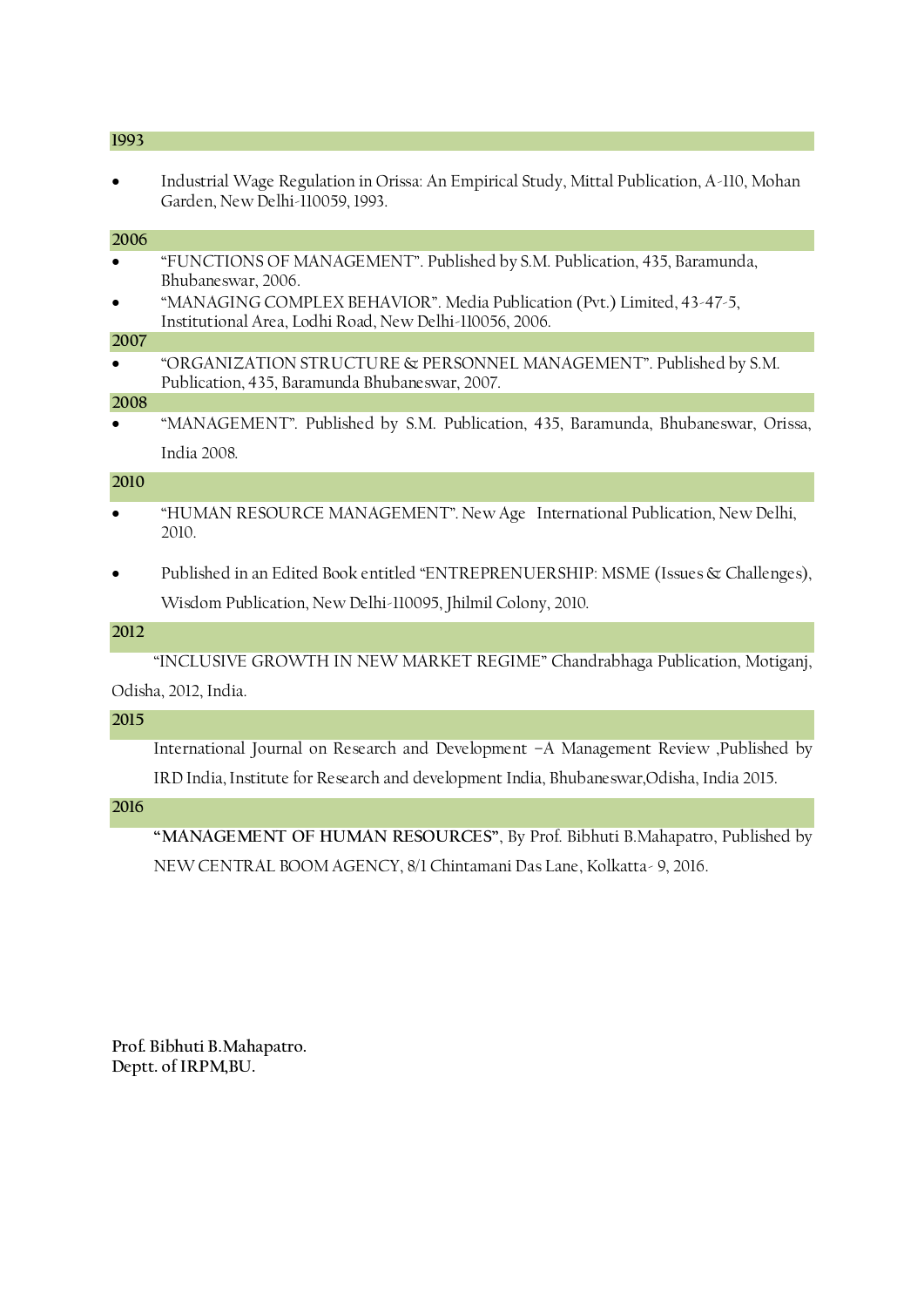**1993**

- Industrial Wage Regulation in Orissa: An Empirical Study, Mittal Publication, A-110, Mohan Garden, New Delhi-110059, 1993.

**2006**

- "FUNCTIONS OF MANAGEMENT". Published by S.M. Publication, 435, Baramunda, Bhubaneswar, 2006.
- "MANAGING COMPLEX BEHAVIOR". Media Publication (Pvt.) Limited, 43-47-5, Institutional Area, Lodhi Road, New Delhi-110056, 2006.

**2007**

- "ORGANIZATION STRUCTURE & PERSONNEL MANAGEMENT". Published by S.M. Publication, 435, Baramunda Bhubaneswar, 2007.

**2008**

- "MANAGEMENT". Published by S.M. Publication, 435, Baramunda, Bhubaneswar, Orissa, India 2008.

**2010**

- "HUMAN RESOURCE MANAGEMENT". New Age International Publication, New Delhi, 2010.
- Published in an Edited Book entitled "ENTREPRENUERSHIP: MSME (Issues & Challenges), Wisdom Publication, New Delhi-110095, Jhilmil Colony, 2010.

**2012**

"INCLUSIVE GROWTH IN NEW MARKET REGIME" Chandrabhaga Publication, Motiganj, Odisha, 2012, India.

**2015**

International Journal on Research and Development –A Management Review ,Published by IRD India, Institute for Research and development India, Bhubaneswar,Odisha, India 2015.

**2016**

**"MANAGEMENT OF HUMAN RESOURCES"**, By Prof. Bibhuti B.Mahapatro, Published by NEW CENTRAL BOOM AGENCY, 8/1 Chintamani Das Lane, Kolkatta- 9, 2016.

**Prof. Bibhuti B.Mahapatro.**
**Deptt. of IRPM,BU.**